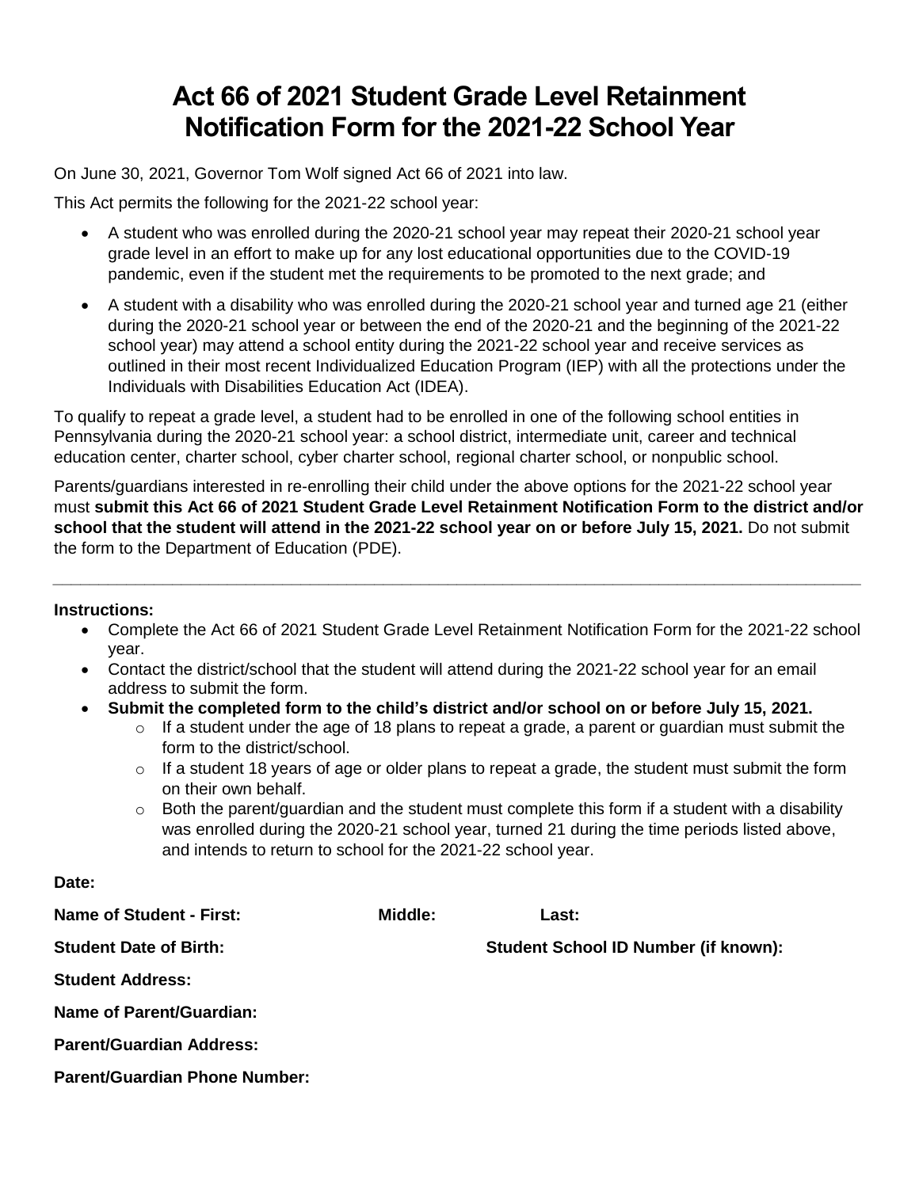# Act 66 of 2021 Student Grade Level Retainment Notification Form for the 2021-22 School Year

On June 30, 2021, Governor Tom Wolf signed Act 66 of 2021 into law.

This Act permits the following for the 2021-22 school year:

- A student who was enrolled during the 2020-21 school year may repeat their 2020-21 school year grade level in an effort to make up for any lost educational opportunities due to the COVID-19 pandemic, even if the student met the requirements to be promoted to the next grade; and
- A student with a disability who was enrolled during the 2020-21 school year and turned age 21 (either during the 2020-21 school year or between the end of the 2020-21 and the beginning of the 2021-22 school year) may attend a school entity during the 2021-22 school year and receive services as outlined in their most recent Individualized Education Program (IEP) with all the protections under the Individuals with Disabilities Education Act (IDEA).

To qualify to repeat a grade level, a student had to be enrolled in one of the following school entities in Pennsylvania during the 2020-21 school year: a school district, intermediate unit, career and technical education center, charter school, cyber charter school, regional charter school, or nonpublic school.

Parents/guardians interested in re-enrolling their child under the above options for the 2021-22 school year must **submit this Act 66 of 2021 Student Grade Level Retainment Notification Form to the district and/or school that the student will attend in the 2021-22 school year on or before July 15, 2021.** Do not submit the form to the Department of Education (PDE).

---

**Instructions:**

- Complete the Act 66 of 2021 Student Grade Level Retainment Notification Form for the 2021-22 school year.
- Contact the district/school that the student will attend during the 2021-22 school year for an email address to submit the form.
- **Submit the completed form to the child's district and/or school on or before July 15, 2021.**
  - If a student under the age of 18 plans to repeat a grade, a parent or guardian must submit the form to the district/school.
  - If a student 18 years of age or older plans to repeat a grade, the student must submit the form on their own behalf.
  - Both the parent/guardian and the student must complete this form if a student with a disability was enrolled during the 2020-21 school year, turned 21 during the time periods listed above, and intends to return to school for the 2021-22 school year.

**Date:**

**Name of Student - First:** **Middle:** **Last:**

**Student Date of Birth:** **Student School ID Number (if known):**

**Student Address:**

**Name of Parent/Guardian:**

**Parent/Guardian Address:**

**Parent/Guardian Phone Number:**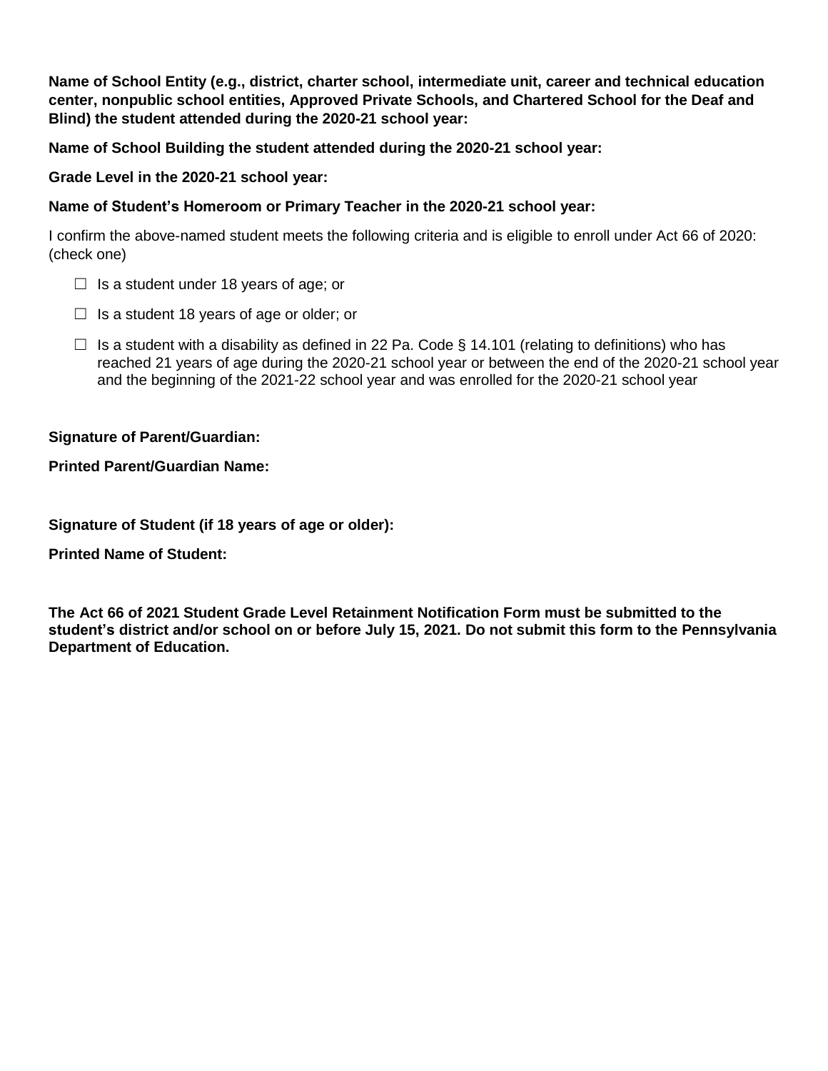**Name of School Entity (e.g., district, charter school, intermediate unit, career and technical education center, nonpublic school entities, Approved Private Schools, and Chartered School for the Deaf and Blind) the student attended during the 2020-21 school year:**

**Name of School Building the student attended during the 2020-21 school year:**

**Grade Level in the 2020-21 school year:**

**Name of Student's Homeroom or Primary Teacher in the 2020-21 school year:**

I confirm the above-named student meets the following criteria and is eligible to enroll under Act 66 of 2020: (check one)

- ☐ Is a student under 18 years of age; or
- ☐ Is a student 18 years of age or older; or
- ☐ Is a student with a disability as defined in 22 Pa. Code § 14.101 (relating to definitions) who has reached 21 years of age during the 2020-21 school year or between the end of the 2020-21 school year and the beginning of the 2021-22 school year and was enrolled for the 2020-21 school year

**Signature of Parent/Guardian:**

**Printed Parent/Guardian Name:**

**Signature of Student (if 18 years of age or older):**

**Printed Name of Student:**

**The Act 66 of 2021 Student Grade Level Retainment Notification Form must be submitted to the student's district and/or school on or before July 15, 2021. Do not submit this form to the Pennsylvania Department of Education.**